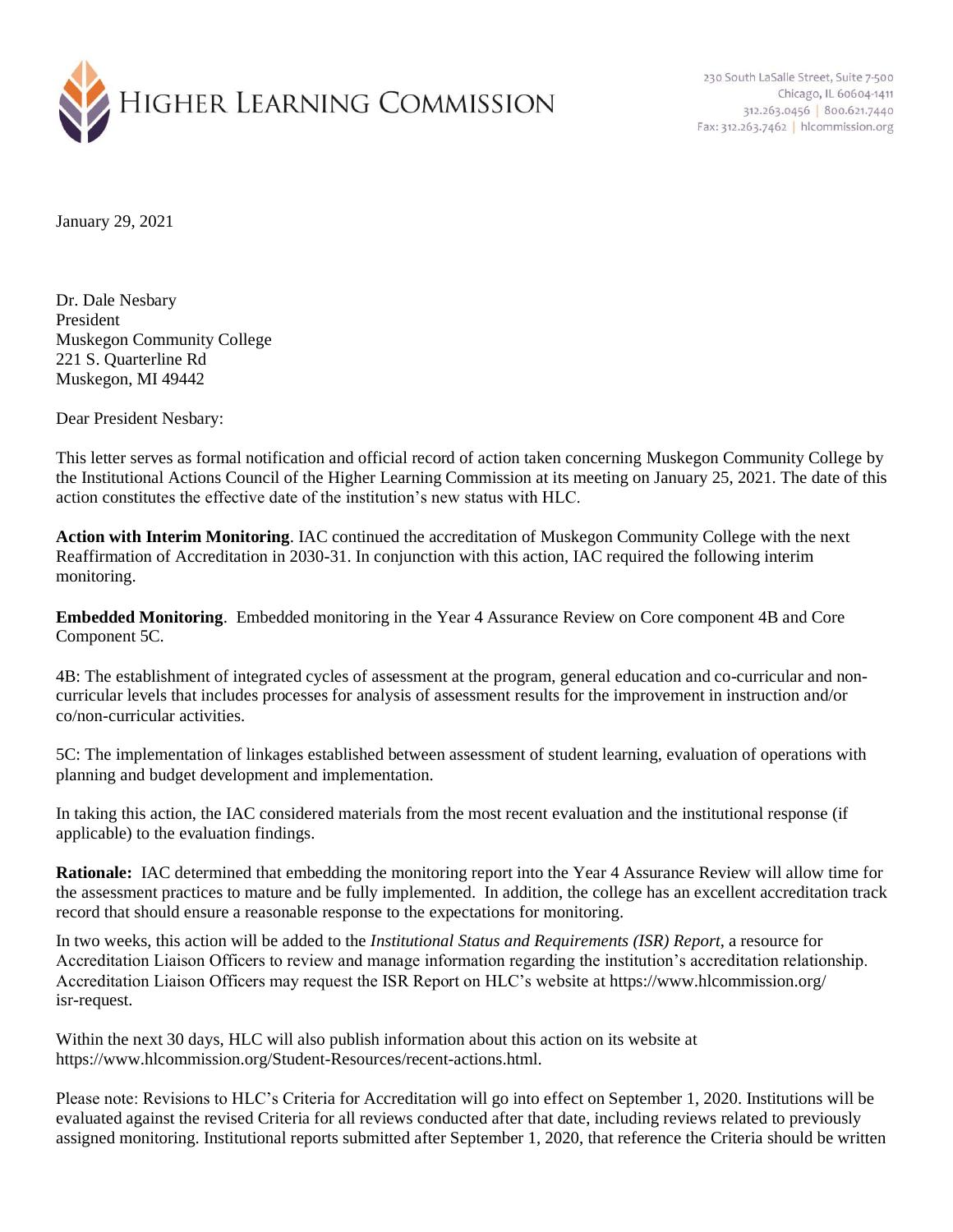HIGHER LEARNING COMMISSION

230 South LaSalle Street, Suite 7-500
Chicago, IL 60604-1411
312.263.0456 | 800.621.7440
Fax: 312.263.7462 | hlcommission.org

January 29, 2021

Dr. Dale Nesbary
President
Muskegon Community College
221 S. Quarterline Rd
Muskegon, MI 49442

Dear President Nesbary:

This letter serves as formal notification and official record of action taken concerning Muskegon Community College by the Institutional Actions Council of the Higher Learning Commission at its meeting on January 25, 2021. The date of this action constitutes the effective date of the institution's new status with HLC.

**Action with Interim Monitoring**. IAC continued the accreditation of Muskegon Community College with the next Reaffirmation of Accreditation in 2030-31. In conjunction with this action, IAC required the following interim monitoring.

**Embedded Monitoring**. Embedded monitoring in the Year 4 Assurance Review on Core component 4B and Core Component 5C.

4B: The establishment of integrated cycles of assessment at the program, general education and co-curricular and non-curricular levels that includes processes for analysis of assessment results for the improvement in instruction and/or co/non-curricular activities.

5C: The implementation of linkages established between assessment of student learning, evaluation of operations with planning and budget development and implementation.

In taking this action, the IAC considered materials from the most recent evaluation and the institutional response (if applicable) to the evaluation findings.

**Rationale:** IAC determined that embedding the monitoring report into the Year 4 Assurance Review will allow time for the assessment practices to mature and be fully implemented. In addition, the college has an excellent accreditation track record that should ensure a reasonable response to the expectations for monitoring.

In two weeks, this action will be added to the *Institutional Status and Requirements (ISR) Report*, a resource for Accreditation Liaison Officers to review and manage information regarding the institution's accreditation relationship. Accreditation Liaison Officers may request the ISR Report on HLC's website at https://www.hlcommission.org/isr-request.

Within the next 30 days, HLC will also publish information about this action on its website at https://www.hlcommission.org/Student-Resources/recent-actions.html.

Please note: Revisions to HLC's Criteria for Accreditation will go into effect on September 1, 2020. Institutions will be evaluated against the revised Criteria for all reviews conducted after that date, including reviews related to previously assigned monitoring. Institutional reports submitted after September 1, 2020, that reference the Criteria should be written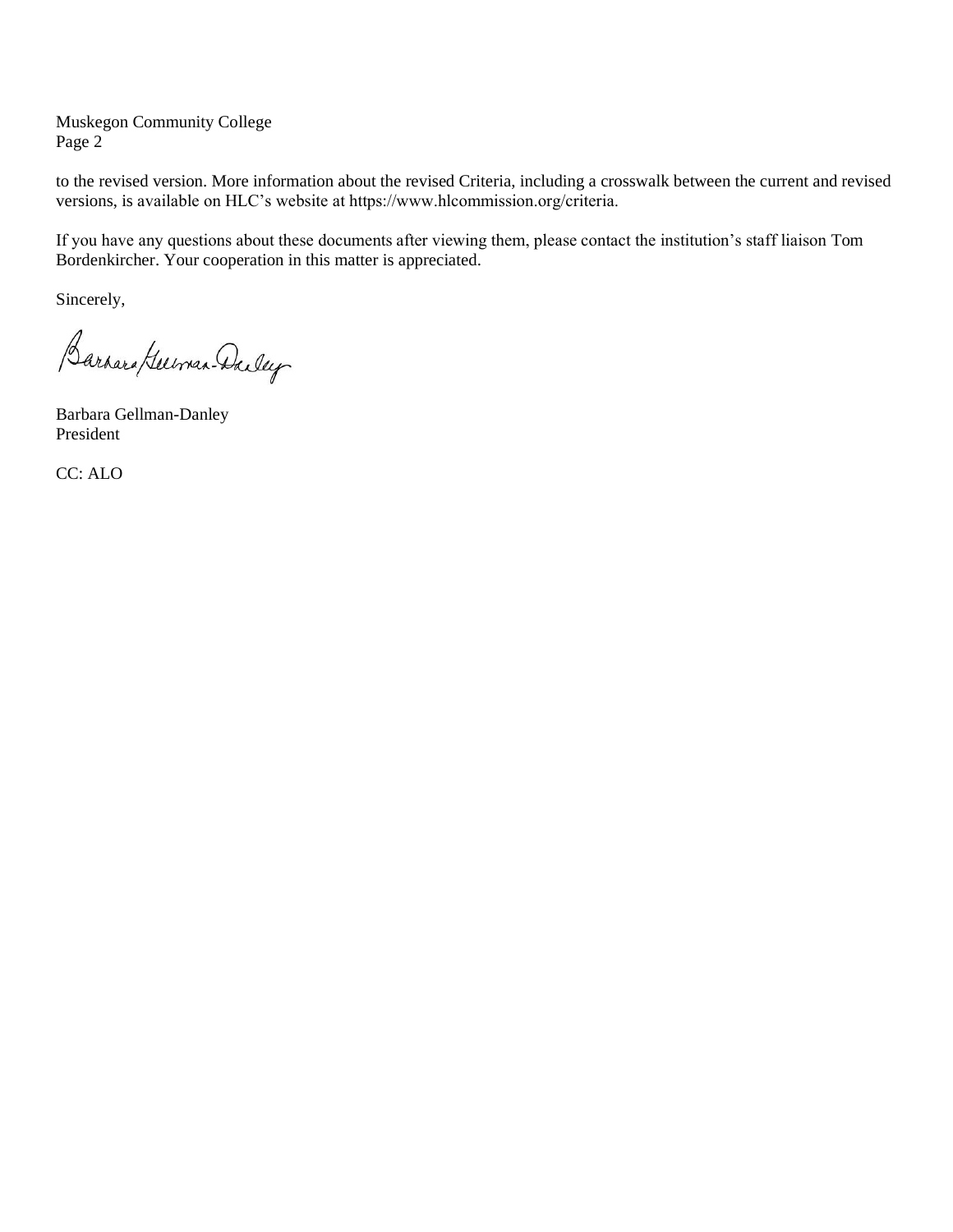to the revised version. More information about the revised Criteria, including a crosswalk between the current and revised versions, is available on HLC's website at https://www.hlcommission.org/criteria.

If you have any questions about these documents after viewing them, please contact the institution's staff liaison Tom Bordenkircher. Your cooperation in this matter is appreciated.

Sincerely,

Barbara Gellman-Danley

Barbara Gellman-Danley
President

CC: ALO